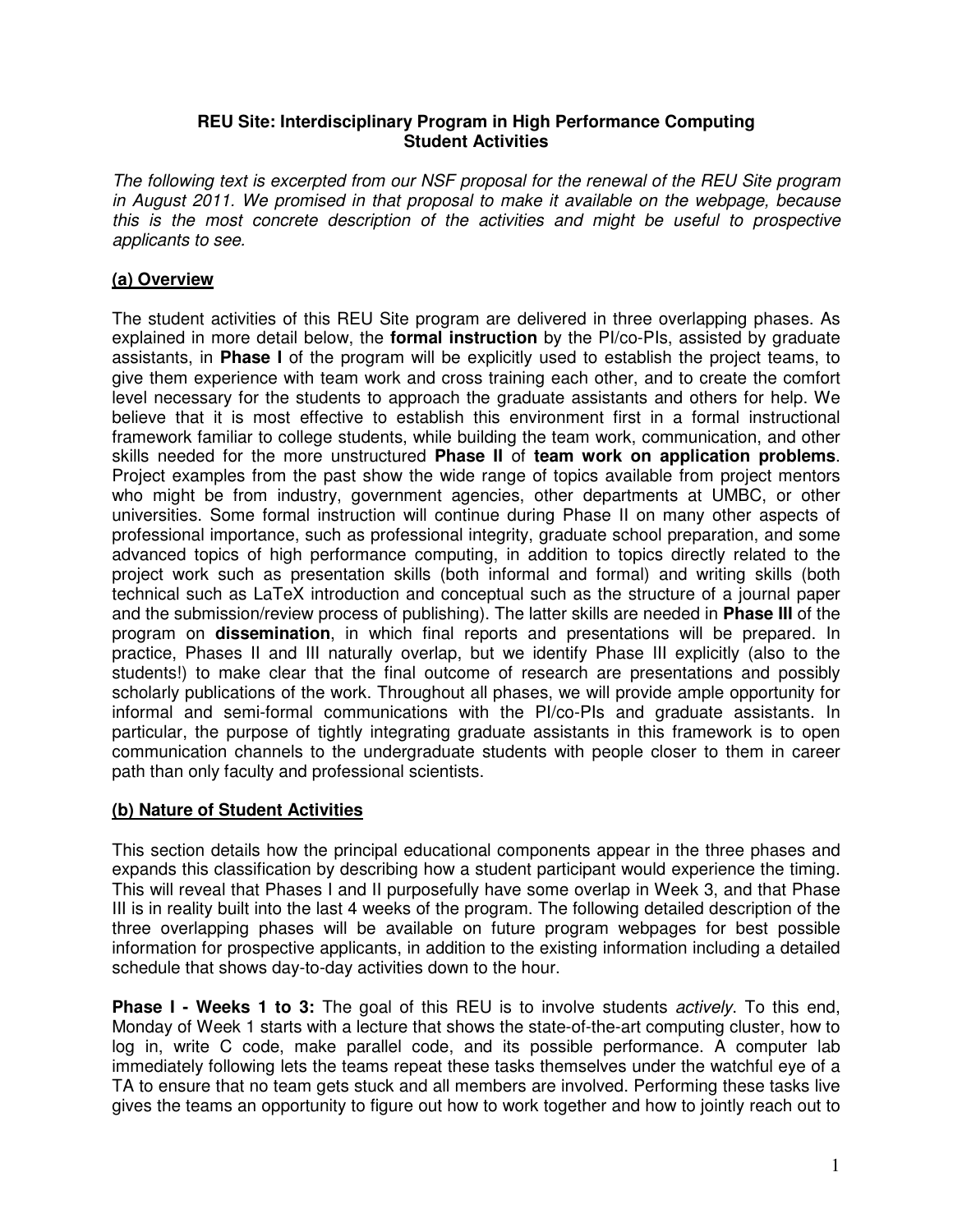**REU Site: Interdisciplinary Program in High Performance Computing**
**Student Activities**

*The following text is excerpted from our NSF proposal for the renewal of the REU Site program in August 2011. We promised in that proposal to make it available on the webpage, because this is the most concrete description of the activities and might be useful to prospective applicants to see.*

## (a) Overview

The student activities of this REU Site program are delivered in three overlapping phases. As explained in more detail below, the **formal instruction** by the PI/co-PIs, assisted by graduate assistants, in **Phase I** of the program will be explicitly used to establish the project teams, to give them experience with team work and cross training each other, and to create the comfort level necessary for the students to approach the graduate assistants and others for help. We believe that it is most effective to establish this environment first in a formal instructional framework familiar to college students, while building the team work, communication, and other skills needed for the more unstructured **Phase II** of **team work on application problems**. Project examples from the past show the wide range of topics available from project mentors who might be from industry, government agencies, other departments at UMBC, or other universities. Some formal instruction will continue during Phase II on many other aspects of professional importance, such as professional integrity, graduate school preparation, and some advanced topics of high performance computing, in addition to topics directly related to the project work such as presentation skills (both informal and formal) and writing skills (both technical such as LaTeX introduction and conceptual such as the structure of a journal paper and the submission/review process of publishing). The latter skills are needed in **Phase III** of the program on **dissemination**, in which final reports and presentations will be prepared. In practice, Phases II and III naturally overlap, but we identify Phase III explicitly (also to the students!) to make clear that the final outcome of research are presentations and possibly scholarly publications of the work. Throughout all phases, we will provide ample opportunity for informal and semi-formal communications with the PI/co-PIs and graduate assistants. In particular, the purpose of tightly integrating graduate assistants in this framework is to open communication channels to the undergraduate students with people closer to them in career path than only faculty and professional scientists.

## (b) Nature of Student Activities

This section details how the principal educational components appear in the three phases and expands this classification by describing how a student participant would experience the timing. This will reveal that Phases I and II purposefully have some overlap in Week 3, and that Phase III is in reality built into the last 4 weeks of the program. The following detailed description of the three overlapping phases will be available on future program webpages for best possible information for prospective applicants, in addition to the existing information including a detailed schedule that shows day-to-day activities down to the hour.

**Phase I - Weeks 1 to 3:** The goal of this REU is to involve students *actively*. To this end, Monday of Week 1 starts with a lecture that shows the state-of-the-art computing cluster, how to log in, write C code, make parallel code, and its possible performance. A computer lab immediately following lets the teams repeat these tasks themselves under the watchful eye of a TA to ensure that no team gets stuck and all members are involved. Performing these tasks live gives the teams an opportunity to figure out how to work together and how to jointly reach out to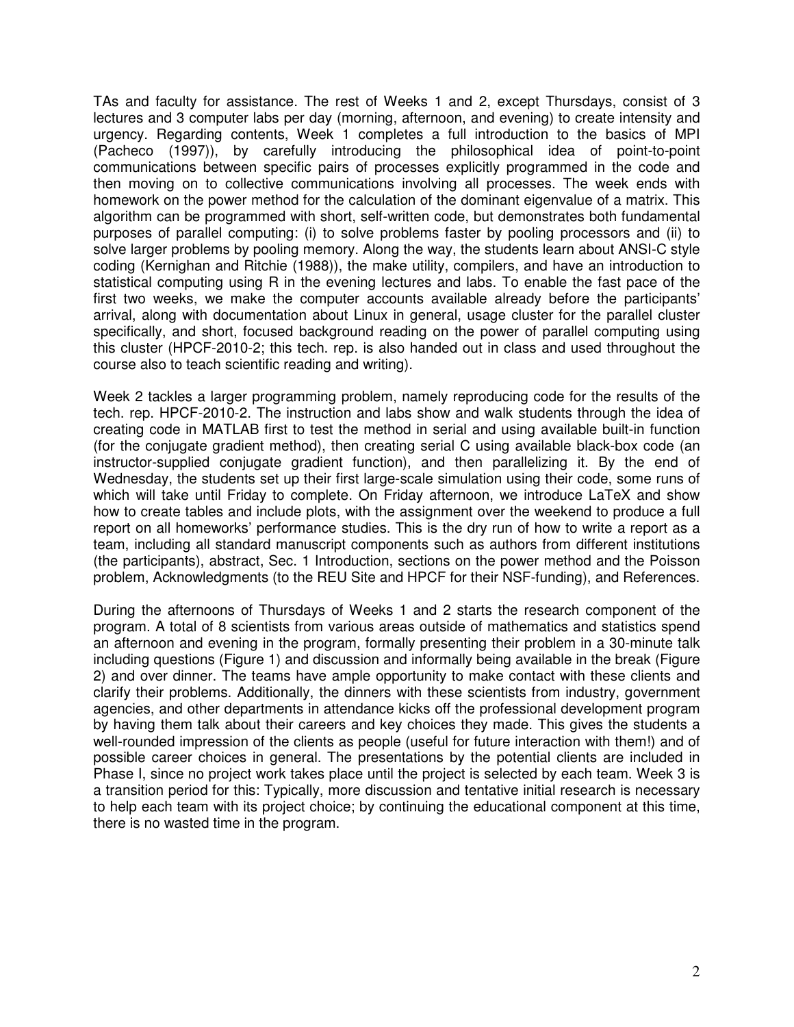TAs and faculty for assistance. The rest of Weeks 1 and 2, except Thursdays, consist of 3 lectures and 3 computer labs per day (morning, afternoon, and evening) to create intensity and urgency. Regarding contents, Week 1 completes a full introduction to the basics of MPI (Pacheco (1997)), by carefully introducing the philosophical idea of point-to-point communications between specific pairs of processes explicitly programmed in the code and then moving on to collective communications involving all processes. The week ends with homework on the power method for the calculation of the dominant eigenvalue of a matrix. This algorithm can be programmed with short, self-written code, but demonstrates both fundamental purposes of parallel computing: (i) to solve problems faster by pooling processors and (ii) to solve larger problems by pooling memory. Along the way, the students learn about ANSI-C style coding (Kernighan and Ritchie (1988)), the make utility, compilers, and have an introduction to statistical computing using R in the evening lectures and labs. To enable the fast pace of the first two weeks, we make the computer accounts available already before the participants' arrival, along with documentation about Linux in general, usage cluster for the parallel cluster specifically, and short, focused background reading on the power of parallel computing using this cluster (HPCF-2010-2; this tech. rep. is also handed out in class and used throughout the course also to teach scientific reading and writing).

Week 2 tackles a larger programming problem, namely reproducing code for the results of the tech. rep. HPCF-2010-2. The instruction and labs show and walk students through the idea of creating code in MATLAB first to test the method in serial and using available built-in function (for the conjugate gradient method), then creating serial C using available black-box code (an instructor-supplied conjugate gradient function), and then parallelizing it. By the end of Wednesday, the students set up their first large-scale simulation using their code, some runs of which will take until Friday to complete. On Friday afternoon, we introduce LaTeX and show how to create tables and include plots, with the assignment over the weekend to produce a full report on all homeworks' performance studies. This is the dry run of how to write a report as a team, including all standard manuscript components such as authors from different institutions (the participants), abstract, Sec. 1 Introduction, sections on the power method and the Poisson problem, Acknowledgments (to the REU Site and HPCF for their NSF-funding), and References.

During the afternoons of Thursdays of Weeks 1 and 2 starts the research component of the program. A total of 8 scientists from various areas outside of mathematics and statistics spend an afternoon and evening in the program, formally presenting their problem in a 30-minute talk including questions (Figure 1) and discussion and informally being available in the break (Figure 2) and over dinner. The teams have ample opportunity to make contact with these clients and clarify their problems. Additionally, the dinners with these scientists from industry, government agencies, and other departments in attendance kicks off the professional development program by having them talk about their careers and key choices they made. This gives the students a well-rounded impression of the clients as people (useful for future interaction with them!) and of possible career choices in general. The presentations by the potential clients are included in Phase I, since no project work takes place until the project is selected by each team. Week 3 is a transition period for this: Typically, more discussion and tentative initial research is necessary to help each team with its project choice; by continuing the educational component at this time, there is no wasted time in the program.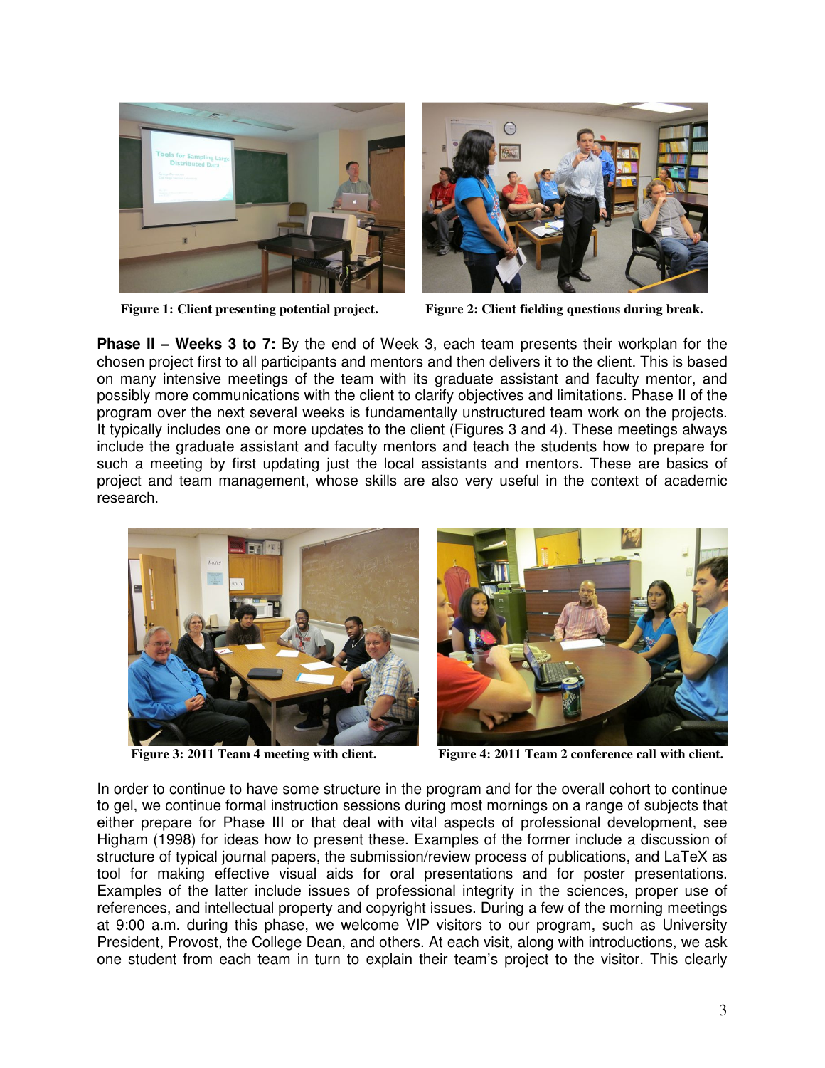Figure 1: Client presenting potential project.

Figure 2: Client fielding questions during break.

**Phase II – Weeks 3 to 7:** By the end of Week 3, each team presents their workplan for the chosen project first to all participants and mentors and then delivers it to the client. This is based on many intensive meetings of the team with its graduate assistant and faculty mentor, and possibly more communications with the client to clarify objectives and limitations. Phase II of the program over the next several weeks is fundamentally unstructured team work on the projects. It typically includes one or more updates to the client (Figures 3 and 4). These meetings always include the graduate assistant and faculty mentors and teach the students how to prepare for such a meeting by first updating just the local assistants and mentors. These are basics of project and team management, whose skills are also very useful in the context of academic research.

Figure 3: 2011 Team 4 meeting with client.

Figure 4: 2011 Team 2 conference call with client.

In order to continue to have some structure in the program and for the overall cohort to continue to gel, we continue formal instruction sessions during most mornings on a range of subjects that either prepare for Phase III or that deal with vital aspects of professional development, see Higham (1998) for ideas how to present these. Examples of the former include a discussion of structure of typical journal papers, the submission/review process of publications, and LaTeX as tool for making effective visual aids for oral presentations and for poster presentations. Examples of the latter include issues of professional integrity in the sciences, proper use of references, and intellectual property and copyright issues. During a few of the morning meetings at 9:00 a.m. during this phase, we welcome VIP visitors to our program, such as University President, Provost, the College Dean, and others. At each visit, along with introductions, we ask one student from each team in turn to explain their team's project to the visitor. This clearly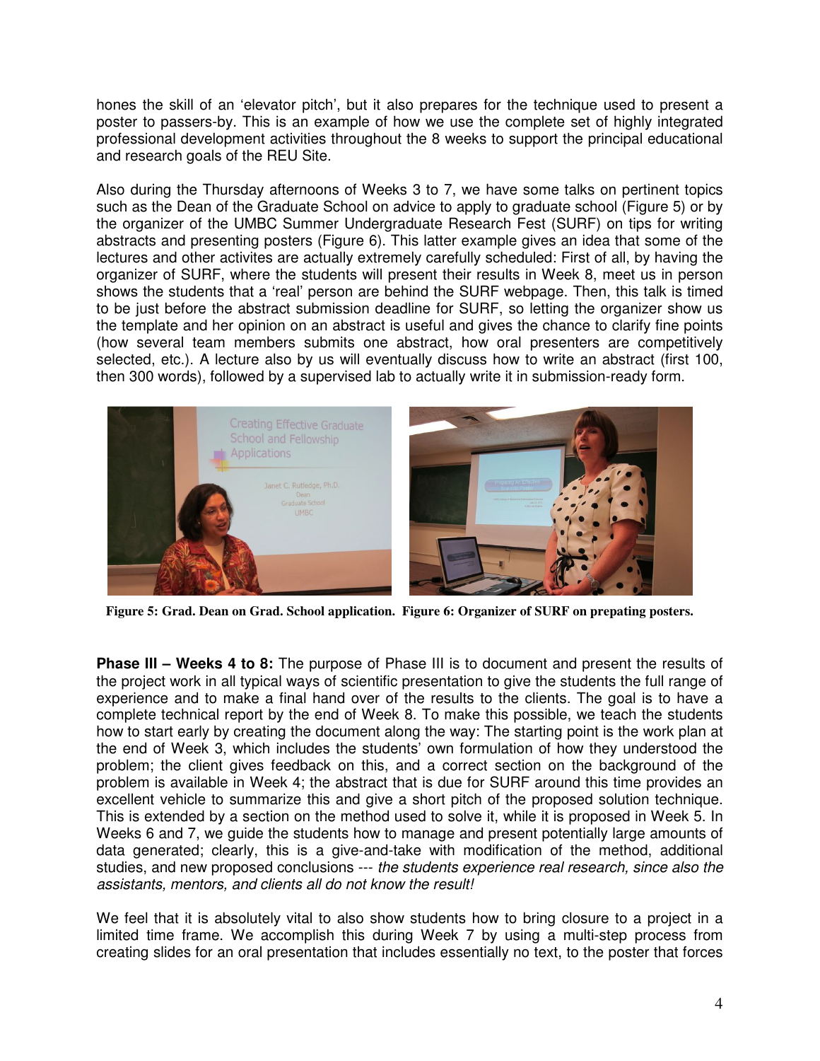hones the skill of an 'elevator pitch', but it also prepares for the technique used to present a poster to passers-by. This is an example of how we use the complete set of highly integrated professional development activities throughout the 8 weeks to support the principal educational and research goals of the REU Site.

Also during the Thursday afternoons of Weeks 3 to 7, we have some talks on pertinent topics such as the Dean of the Graduate School on advice to apply to graduate school (Figure 5) or by the organizer of the UMBC Summer Undergraduate Research Fest (SURF) on tips for writing abstracts and presenting posters (Figure 6). This latter example gives an idea that some of the lectures and other activites are actually extremely carefully scheduled: First of all, by having the organizer of SURF, where the students will present their results in Week 8, meet us in person shows the students that a 'real' person are behind the SURF webpage. Then, this talk is timed to be just before the abstract submission deadline for SURF, so letting the organizer show us the template and her opinion on an abstract is useful and gives the chance to clarify fine points (how several team members submits one abstract, how oral presenters are competitively selected, etc.). A lecture also by us will eventually discuss how to write an abstract (first 100, then 300 words), followed by a supervised lab to actually write it in submission-ready form.

**Figure 5: Grad. Dean on Grad. School application. Figure 6: Organizer of SURF on prepating posters.**

**Phase III – Weeks 4 to 8:** The purpose of Phase III is to document and present the results of the project work in all typical ways of scientific presentation to give the students the full range of experience and to make a final hand over of the results to the clients. The goal is to have a complete technical report by the end of Week 8. To make this possible, we teach the students how to start early by creating the document along the way: The starting point is the work plan at the end of Week 3, which includes the students' own formulation of how they understood the problem; the client gives feedback on this, and a correct section on the background of the problem is available in Week 4; the abstract that is due for SURF around this time provides an excellent vehicle to summarize this and give a short pitch of the proposed solution technique. This is extended by a section on the method used to solve it, while it is proposed in Week 5. In Weeks 6 and 7, we guide the students how to manage and present potentially large amounts of data generated; clearly, this is a give-and-take with modification of the method, additional studies, and new proposed conclusions --- *the students experience real research, since also the assistants, mentors, and clients all do not know the result!*

We feel that it is absolutely vital to also show students how to bring closure to a project in a limited time frame. We accomplish this during Week 7 by using a multi-step process from creating slides for an oral presentation that includes essentially no text, to the poster that forces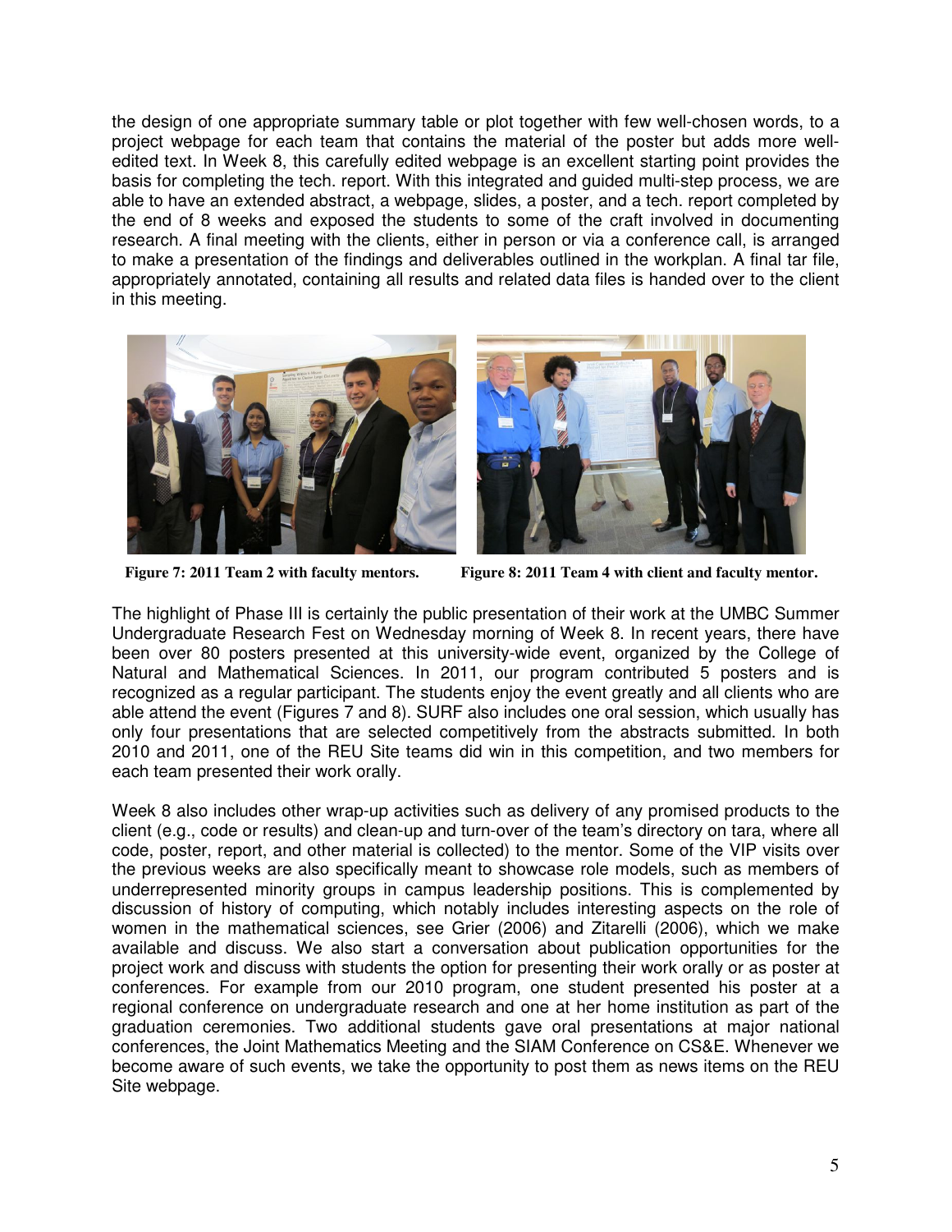the design of one appropriate summary table or plot together with few well-chosen words, to a project webpage for each team that contains the material of the poster but adds more well-edited text. In Week 8, this carefully edited webpage is an excellent starting point provides the basis for completing the tech. report. With this integrated and guided multi-step process, we are able to have an extended abstract, a webpage, slides, a poster, and a tech. report completed by the end of 8 weeks and exposed the students to some of the craft involved in documenting research. A final meeting with the clients, either in person or via a conference call, is arranged to make a presentation of the findings and deliverables outlined in the workplan. A final tar file, appropriately annotated, containing all results and related data files is handed over to the client in this meeting.

**Figure 7: 2011 Team 2 with faculty mentors.**

**Figure 8: 2011 Team 4 with client and faculty mentor.**

The highlight of Phase III is certainly the public presentation of their work at the UMBC Summer Undergraduate Research Fest on Wednesday morning of Week 8. In recent years, there have been over 80 posters presented at this university-wide event, organized by the College of Natural and Mathematical Sciences. In 2011, our program contributed 5 posters and is recognized as a regular participant. The students enjoy the event greatly and all clients who are able attend the event (Figures 7 and 8). SURF also includes one oral session, which usually has only four presentations that are selected competitively from the abstracts submitted. In both 2010 and 2011, one of the REU Site teams did win in this competition, and two members for each team presented their work orally.

Week 8 also includes other wrap-up activities such as delivery of any promised products to the client (e.g., code or results) and clean-up and turn-over of the team's directory on tara, where all code, poster, report, and other material is collected) to the mentor. Some of the VIP visits over the previous weeks are also specifically meant to showcase role models, such as members of underrepresented minority groups in campus leadership positions. This is complemented by discussion of history of computing, which notably includes interesting aspects on the role of women in the mathematical sciences, see Grier (2006) and Zitarelli (2006), which we make available and discuss. We also start a conversation about publication opportunities for the project work and discuss with students the option for presenting their work orally or as poster at conferences. For example from our 2010 program, one student presented his poster at a regional conference on undergraduate research and one at her home institution as part of the graduation ceremonies. Two additional students gave oral presentations at major national conferences, the Joint Mathematics Meeting and the SIAM Conference on CS&E. Whenever we become aware of such events, we take the opportunity to post them as news items on the REU Site webpage.